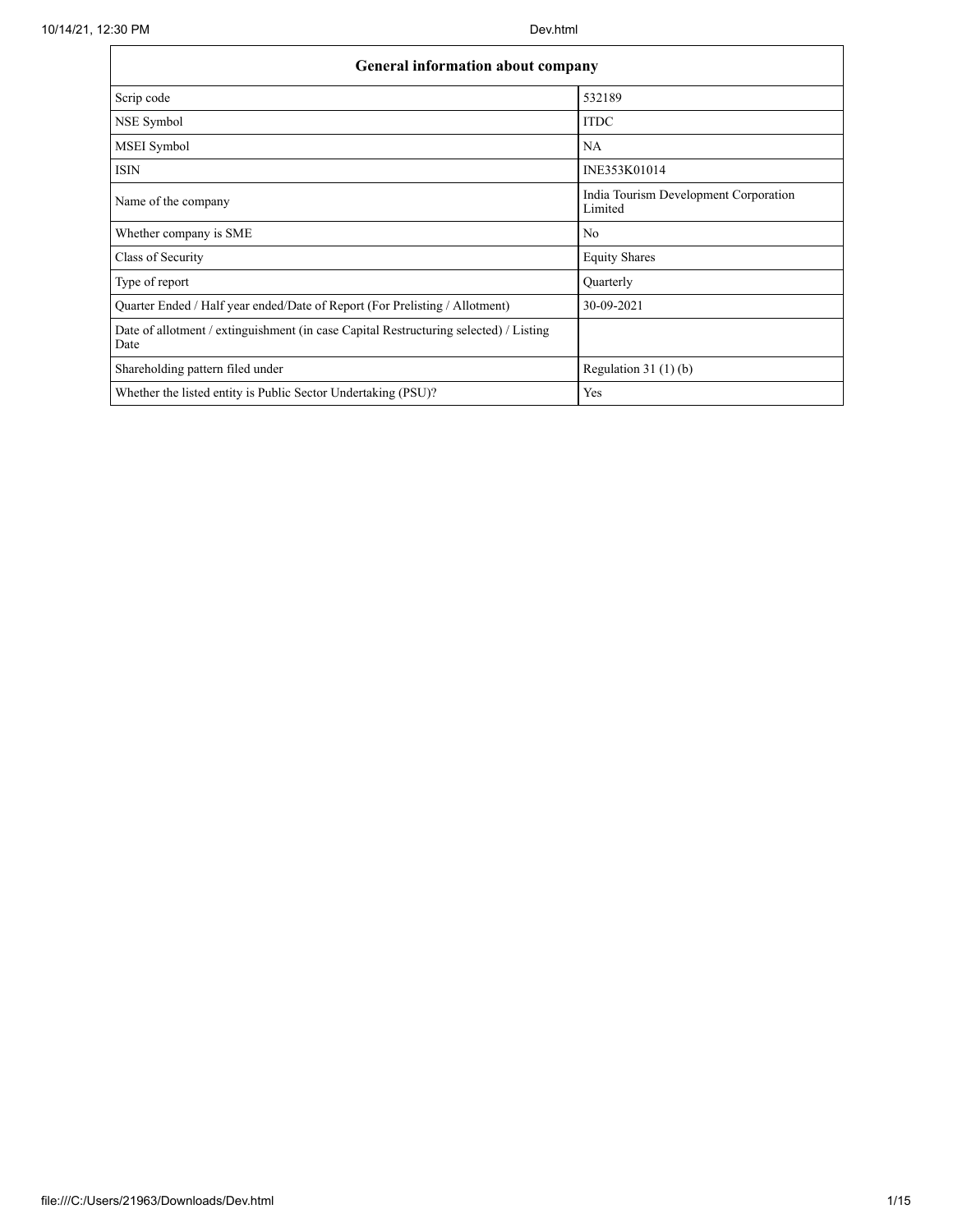| General information about company | |
|---|---|
| Scrip code | 532189 |
| NSE Symbol | ITDC |
| MSEI Symbol | NA |
| ISIN | INE353K01014 |
| Name of the company | India Tourism Development Corporation Limited |
| Whether company is SME | No |
| Class of Security | Equity Shares |
| Type of report | Quarterly |
| Quarter Ended / Half year ended/Date of Report (For Prelisting / Allotment) | 30-09-2021 |
| Date of allotment / extinguishment (in case Capital Restructuring selected) / Listing Date | |
| Shareholding pattern filed under | Regulation 31 (1) (b) |
| Whether the listed entity is Public Sector Undertaking (PSU)? | Yes |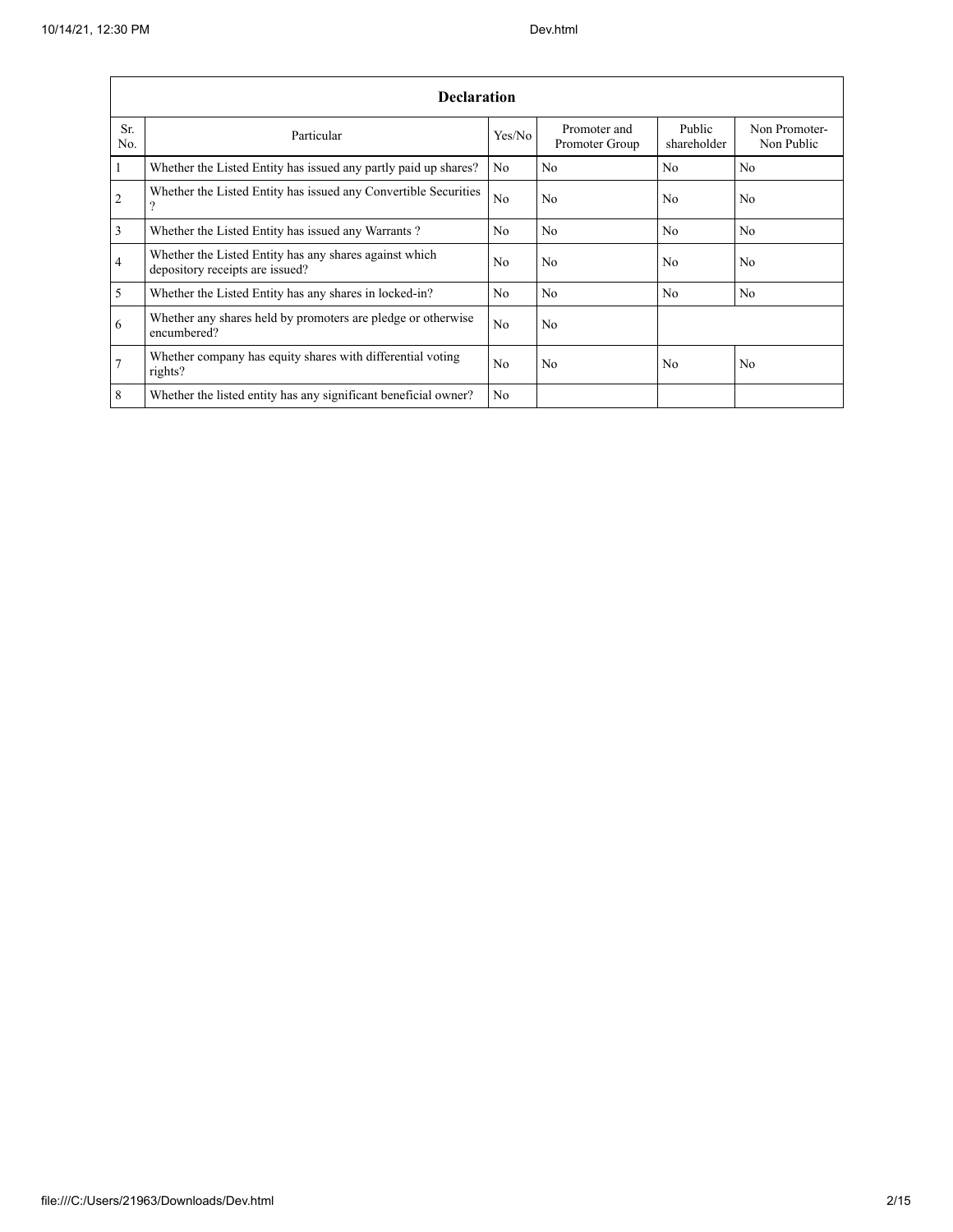| Declaration | | | | | |
|---|---|---|---|---|---|
| Sr. No. | Particular | Yes/No | Promoter and Promoter Group | Public shareholder | Non Promoter- Non Public |
| 1 | Whether the Listed Entity has issued any partly paid up shares? | No | No | No | No |
| 2 | Whether the Listed Entity has issued any Convertible Securities ? | No | No | No | No |
| 3 | Whether the Listed Entity has issued any Warrants ? | No | No | No | No |
| 4 | Whether the Listed Entity has any shares against which depository receipts are issued? | No | No | No | No |
| 5 | Whether the Listed Entity has any shares in locked-in? | No | No | No | No |
| 6 | Whether any shares held by promoters are pledge or otherwise encumbered? | No | No | | |
| 7 | Whether company has equity shares with differential voting rights? | No | No | No | No |
| 8 | Whether the listed entity has any significant beneficial owner? | No | | | |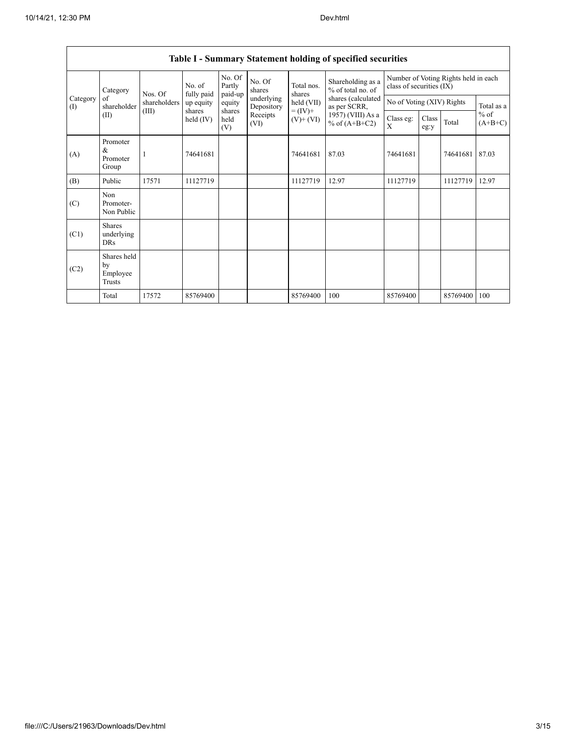| Table I - Summary Statement holding of specified securities | | | | | | | | | | | | |
|---|---|---|---|---|---|---|---|---|---|---|---|---|
| Category (I) | Category of shareholder (II) | Nos. Of shareholders (III) | No. of fully paid up equity shares held (IV) | No. Of Partly paid-up equity shares held (V) | No. Of shares underlying Depository Receipts (VI) | Total nos. shares held (VII) = (IV)+ (V)+ (VI) | Shareholding as a % of total no. of shares (calculated as per SCRR, 1957) (VIII) As a % of (A+B+C2) | Number of Voting Rights held in each class of securities (IX) | | | |
| | | | | | | | | No of Voting (XIV) Rights | | | Total as a % of (A+B+C) |
| | | | | | | | | Class eg: X | Class eg:y | Total | |
| (A) | Promoter & Promoter Group | 1 | 74641681 | | | 74641681 | 87.03 | 74641681 | | 74641681 | 87.03 |
| (B) | Public | 17571 | 11127719 | | | 11127719 | 12.97 | 11127719 | | 11127719 | 12.97 |
| (C) | Non Promoter- Non Public | | | | | | | | | | |
| (C1) | Shares underlying DRs | | | | | | | | | | |
| (C2) | Shares held by Employee Trusts | | | | | | | | | | |
| | Total | 17572 | 85769400 | | | 85769400 | 100 | 85769400 | | 85769400 | 100 |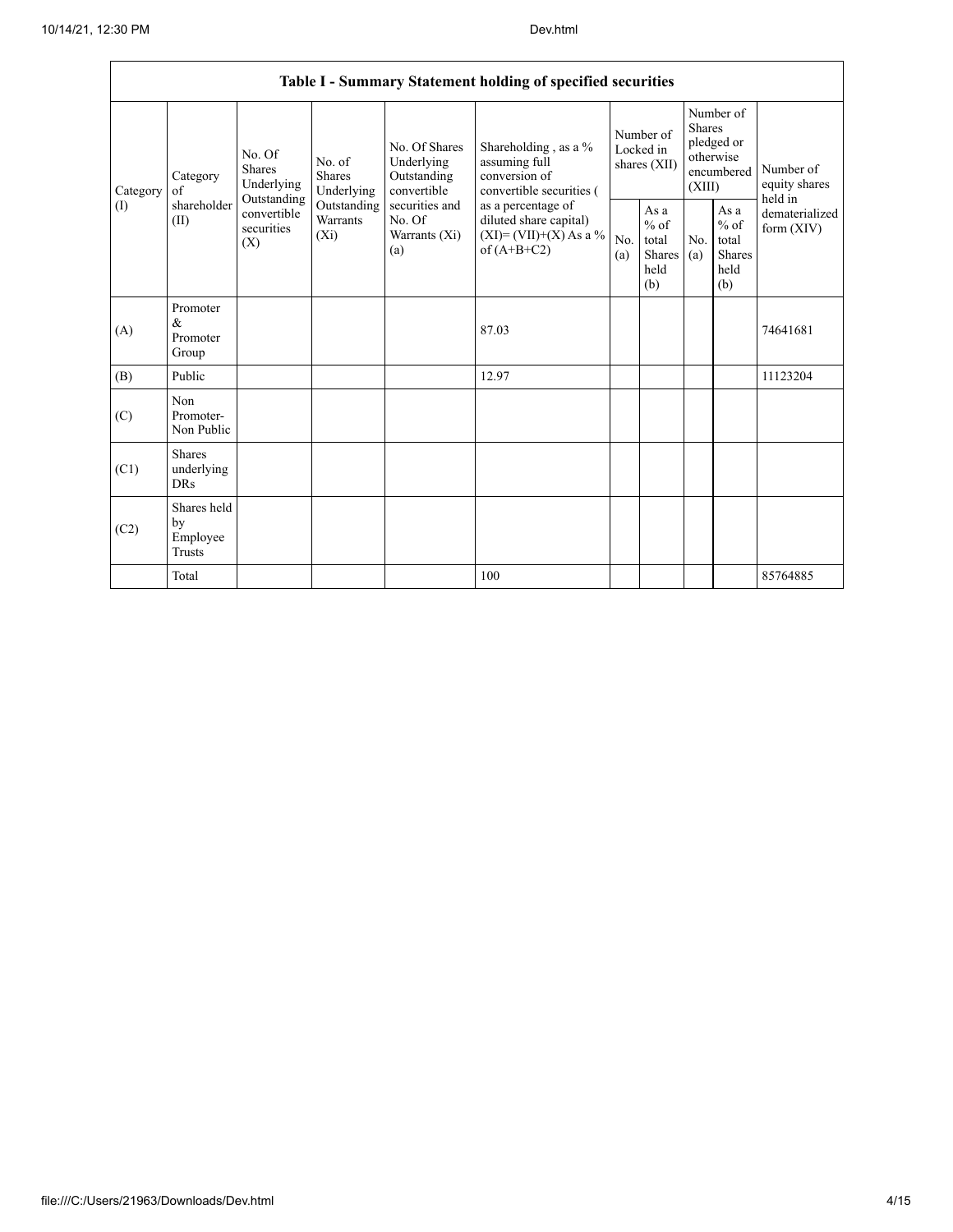| Table I - Summary Statement holding of specified securities | | | | | | | | | | |
|---|---|---|---|---|---|---|---|---|---|---|
| Category (I) | Category of shareholder (II) | No. Of Shares Underlying Outstanding convertible securities (X) | No. of Shares Underlying Outstanding Warrants (Xi) | No. Of Shares Underlying Outstanding convertible securities and No. Of Warrants (Xi) (a) | Shareholding , as a % assuming full conversion of convertible securities ( as a percentage of diluted share capital) (XI)= (VII)+(X) As a % of (A+B+C2) | Number of Locked in shares (XII) | | Number of Shares pledged or otherwise encumbered (XIII) | | Number of equity shares held in dematerialized form (XIV) |
| | | | | | | No. (a) | As a % of total Shares held (b) | No. (a) | As a % of total Shares held (b) | |
| (A) | Promoter & Promoter Group | | | | 87.03 | | | | | 74641681 |
| (B) | Public | | | | 12.97 | | | | | 11123204 |
| (C) | Non Promoter- Non Public | | | | | | | | | |
| (C1) | Shares underlying DRs | | | | | | | | | |
| (C2) | Shares held by Employee Trusts | | | | | | | | | |
| | Total | | | | 100 | | | | | 85764885 |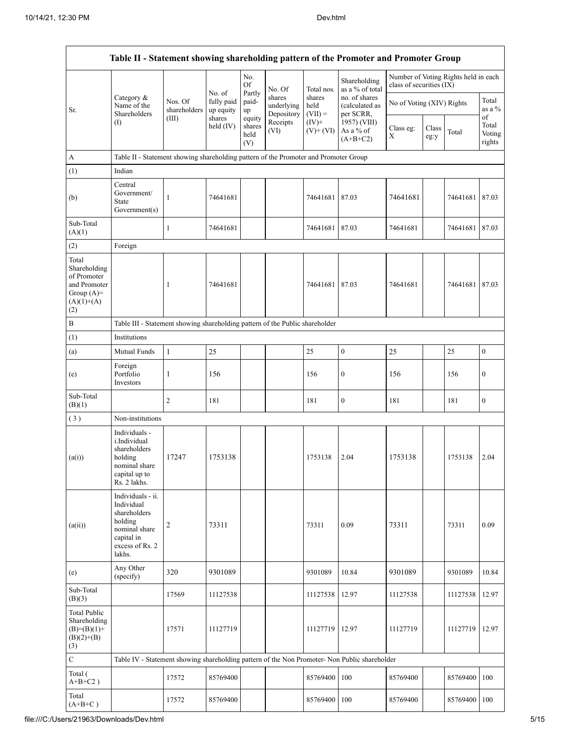| Table II - Statement showing shareholding pattern of the Promoter and Promoter Group | | | | | | | | | | | | |
|---|---|---|---|---|---|---|---|---|---|---|---|---|
| Sr. | Category & Name of the Shareholders (I) | Nos. Of shareholders (III) | No. of fully paid up equity shares held (IV) | No. Of Partly paid-up equity shares held (V) | No. Of shares underlying Depository Receipts (VI) | Total nos. shares held (VII) = (IV)+ (V)+ (VI) | Shareholding as a % of total no. of shares (calculated as per SCRR, 1957) (VIII) As a % of (A+B+C2) | Number of Voting Rights held in each class of securities (IX) | | | |
| | | | | | | | | No of Voting (XIV) Rights | | | Total as a % of Total Voting rights |
| | | | | | | | | Class eg: X | Class eg:y | Total | |
| A | Table II - Statement showing shareholding pattern of the Promoter and Promoter Group | | | | | | | | | | |
| (1) | Indian | | | | | | | | | | |
| (b) | Central Government/ State Government(s) | 1 | 74641681 | | | 74641681 | 87.03 | 74641681 | | 74641681 | 87.03 |
| Sub-Total (A)(1) | | 1 | 74641681 | | | 74641681 | 87.03 | 74641681 | | 74641681 | 87.03 |
| (2) | Foreign | | | | | | | | | | |
| Total Shareholding of Promoter and Promoter Group (A)= (A)(1)+(A)(2) | | 1 | 74641681 | | | 74641681 | 87.03 | 74641681 | | 74641681 | 87.03 |
| B | Table III - Statement showing shareholding pattern of the Public shareholder | | | | | | | | | | |
| (1) | Institutions | | | | | | | | | | |
| (a) | Mutual Funds | 1 | 25 | | | 25 | 0 | 25 | | 25 | 0 |
| (e) | Foreign Portfolio Investors | 1 | 156 | | | 156 | 0 | 156 | | 156 | 0 |
| Sub-Total (B)(1) | | 2 | 181 | | | 181 | 0 | 181 | | 181 | 0 |
| (3) | Non-institutions | | | | | | | | | | |
| (a(i)) | Individuals - i.Individual shareholders holding nominal share capital up to Rs. 2 lakhs. | 17247 | 1753138 | | | 1753138 | 2.04 | 1753138 | | 1753138 | 2.04 |
| (a(ii)) | Individuals - ii. Individual shareholders holding nominal share capital in excess of Rs. 2 lakhs. | 2 | 73311 | | | 73311 | 0.09 | 73311 | | 73311 | 0.09 |
| (e) | Any Other (specify) | 320 | 9301089 | | | 9301089 | 10.84 | 9301089 | | 9301089 | 10.84 |
| Sub-Total (B)(3) | | 17569 | 11127538 | | | 11127538 | 12.97 | 11127538 | | 11127538 | 12.97 |
| Total Public Shareholding (B)=(B)(1)+(B)(2)+(B)(3) | | 17571 | 11127719 | | | 11127719 | 12.97 | 11127719 | | 11127719 | 12.97 |
| C | Table IV - Statement showing shareholding pattern of the Non Promoter- Non Public shareholder | | | | | | | | | | |
| Total ( A+B+C2 ) | | 17572 | 85769400 | | | 85769400 | 100 | 85769400 | | 85769400 | 100 |
| Total (A+B+C ) | | 17572 | 85769400 | | | 85769400 | 100 | 85769400 | | 85769400 | 100 |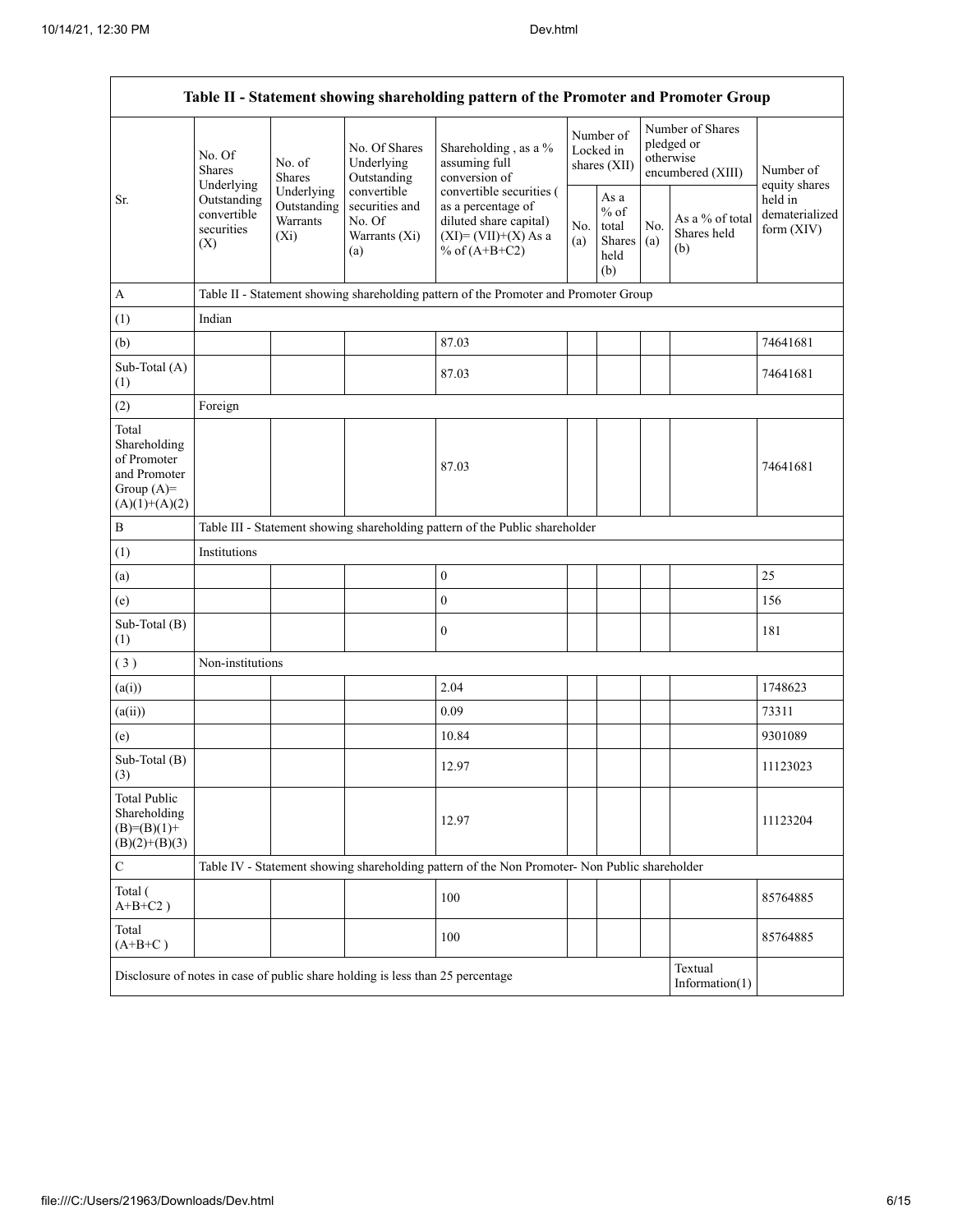| Table II - Statement showing shareholding pattern of the Promoter and Promoter Group | | | | | | | | | |
|---|---|---|---|---|---|---|---|---|---|
| Sr. | No. Of Shares Underlying Outstanding convertible securities (X) | No. of Shares Underlying Outstanding Warrants (Xi) | No. Of Shares Underlying Outstanding convertible securities and No. Of Warrants (Xi) (a) | Shareholding , as a % assuming full conversion of convertible securities ( as a percentage of diluted share capital) (XI)= (VII)+(X) As a % of (A+B+C2) | Number of Locked in shares (XII) | | Number of Shares pledged or otherwise encumbered (XIII) | | Number of equity shares held in dematerialized form (XIV) |
| | | | | | No. (a) | As a % of total Shares held (b) | No. (a) | As a % of total Shares held (b) | |
| A | Table II - Statement showing shareholding pattern of the Promoter and Promoter Group | | | | | | | | |
| (1) | Indian | | | | | | | | |
| (b) | | | | 87.03 | | | | | 74641681 |
| Sub-Total (A) (1) | | | | 87.03 | | | | | 74641681 |
| (2) | Foreign | | | | | | | | |
| Total Shareholding of Promoter and Promoter Group (A)= (A)(1)+(A)(2) | | | | 87.03 | | | | | 74641681 |
| B | Table III - Statement showing shareholding pattern of the Public shareholder | | | | | | | | |
| (1) | Institutions | | | | | | | | |
| (a) | | | | 0 | | | | | 25 |
| (e) | | | | 0 | | | | | 156 |
| Sub-Total (B) (1) | | | | 0 | | | | | 181 |
| ( 3 ) | Non-institutions | | | | | | | | |
| (a(i)) | | | | 2.04 | | | | | 1748623 |
| (a(ii)) | | | | 0.09 | | | | | 73311 |
| (e) | | | | 10.84 | | | | | 9301089 |
| Sub-Total (B) (3) | | | | 12.97 | | | | | 11123023 |
| Total Public Shareholding (B)=(B)(1)+(B)(2)+(B)(3) | | | | 12.97 | | | | | 11123204 |
| C | Table IV - Statement showing shareholding pattern of the Non Promoter- Non Public shareholder | | | | | | | | |
| Total ( A+B+C2 ) | | | | 100 | | | | | 85764885 |
| Total (A+B+C ) | | | | 100 | | | | | 85764885 |
| Disclosure of notes in case of public share holding is less than 25 percentage | | | | | | | | Textual Information(1) | |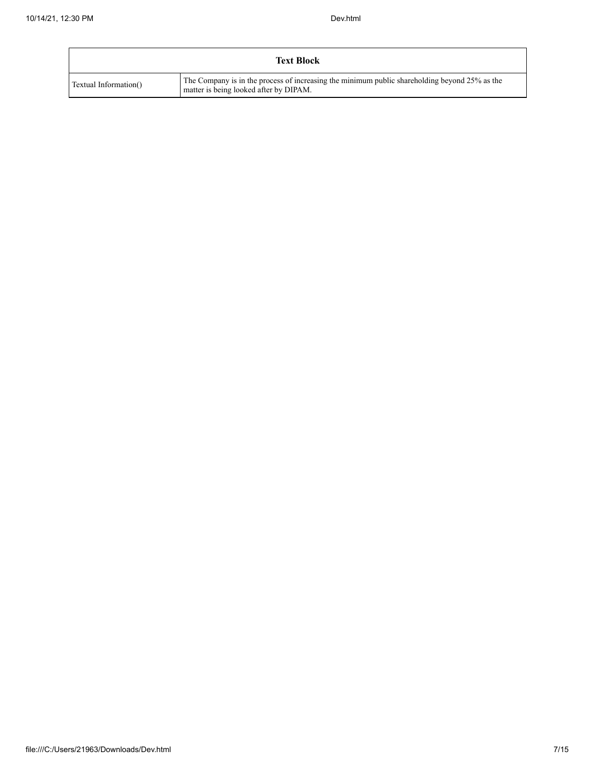| Text Block | |
| --- | --- |
| Textual Information() | The Company is in the process of increasing the minimum public shareholding beyond 25% as the matter is being looked after by DIPAM. |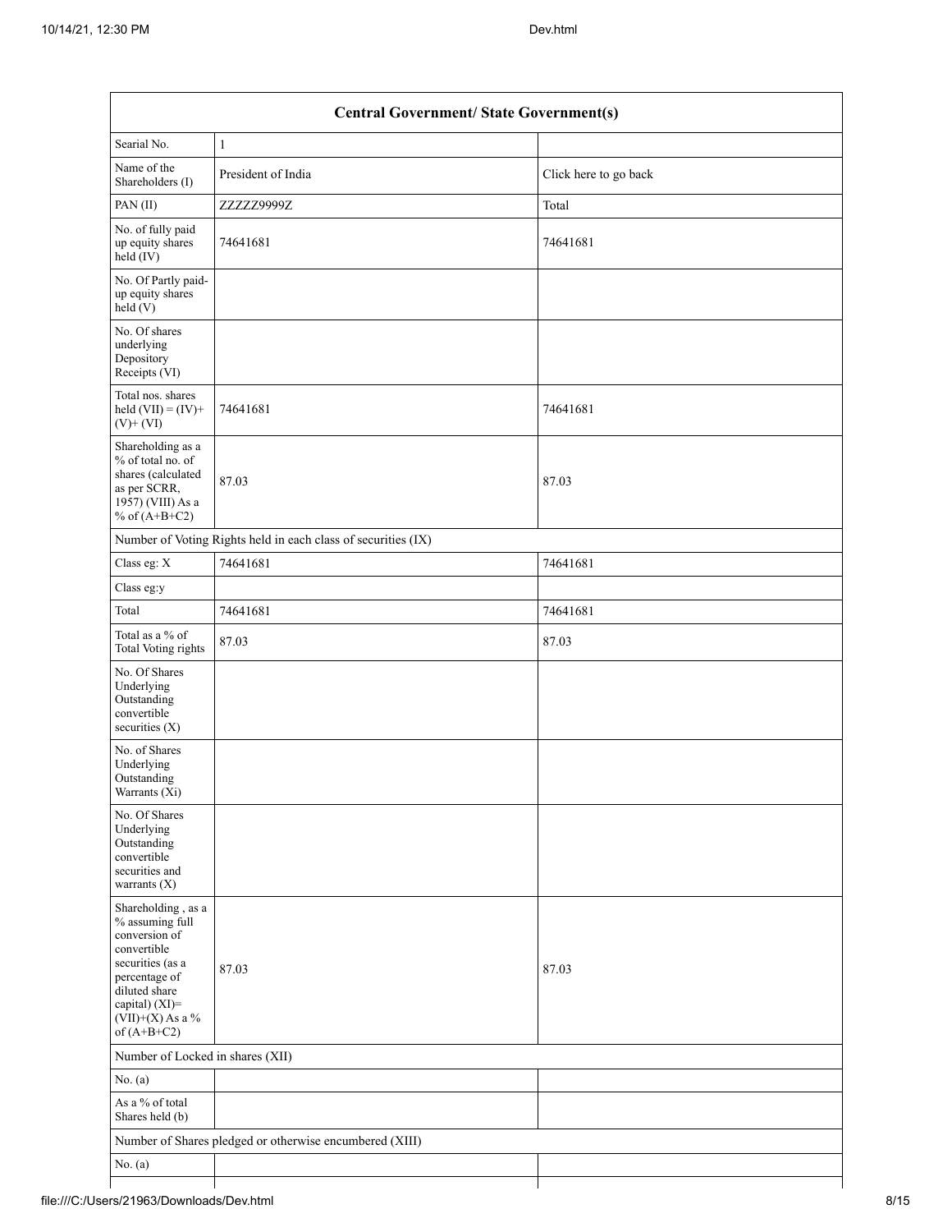| Central Government/ State Government(s) | | |
|---|---|---|
| Searial No. | 1 | |
| Name of the Shareholders (I) | President of India | Click here to go back |
| PAN (II) | ZZZZZ9999Z | Total |
| No. of fully paid up equity shares held (IV) | 74641681 | 74641681 |
| No. Of Partly paid-up equity shares held (V) | | |
| No. Of shares underlying Depository Receipts (VI) | | |
| Total nos. shares held (VII) = (IV)+(V)+ (VI) | 74641681 | 74641681 |
| Shareholding as a % of total no. of shares (calculated as per SCRR, 1957) (VIII) As a % of (A+B+C2) | 87.03 | 87.03 |
| Number of Voting Rights held in each class of securities (IX) | | |
| Class eg: X | 74641681 | 74641681 |
| Class eg:y | | |
| Total | 74641681 | 74641681 |
| Total as a % of Total Voting rights | 87.03 | 87.03 |
| No. Of Shares Underlying Outstanding convertible securities (X) | | |
| No. of Shares Underlying Outstanding Warrants (Xi) | | |
| No. Of Shares Underlying Outstanding convertible securities and warrants (X) | | |
| Shareholding , as a % assuming full conversion of convertible securities (as a percentage of diluted share capital) (XI)= (VII)+(X) As a % of (A+B+C2) | 87.03 | 87.03 |
| Number of Locked in shares (XII) | | |
| No. (a) | | |
| As a % of total Shares held (b) | | |
| Number of Shares pledged or otherwise encumbered (XIII) | | |
| No. (a) | | |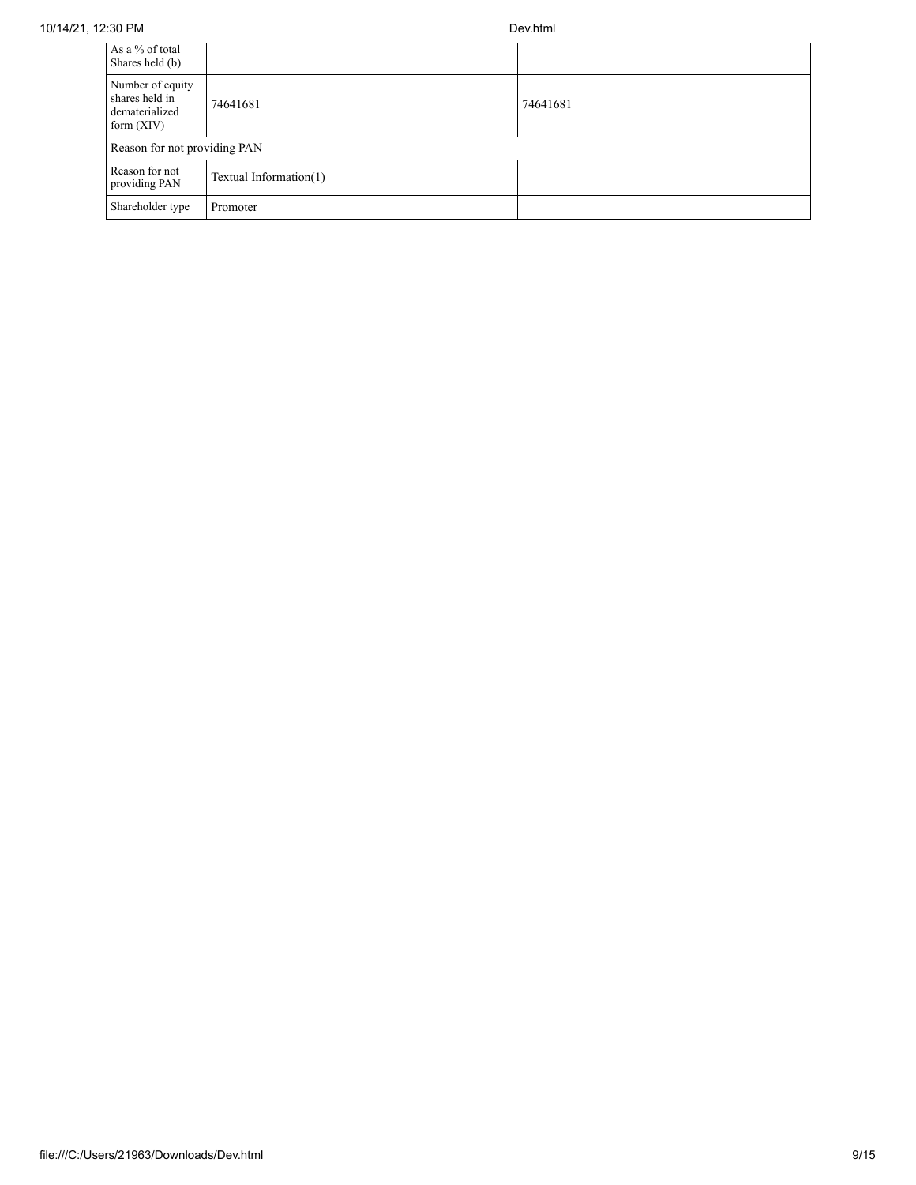| | | |
|---|---|---|
| As a % of total Shares held (b) | | |
| Number of equity shares held in dematerialized form (XIV) | 74641681 | 74641681 |
| Reason for not providing PAN | | |
| Reason for not providing PAN | Textual Information(1) | |
| Shareholder type | Promoter | |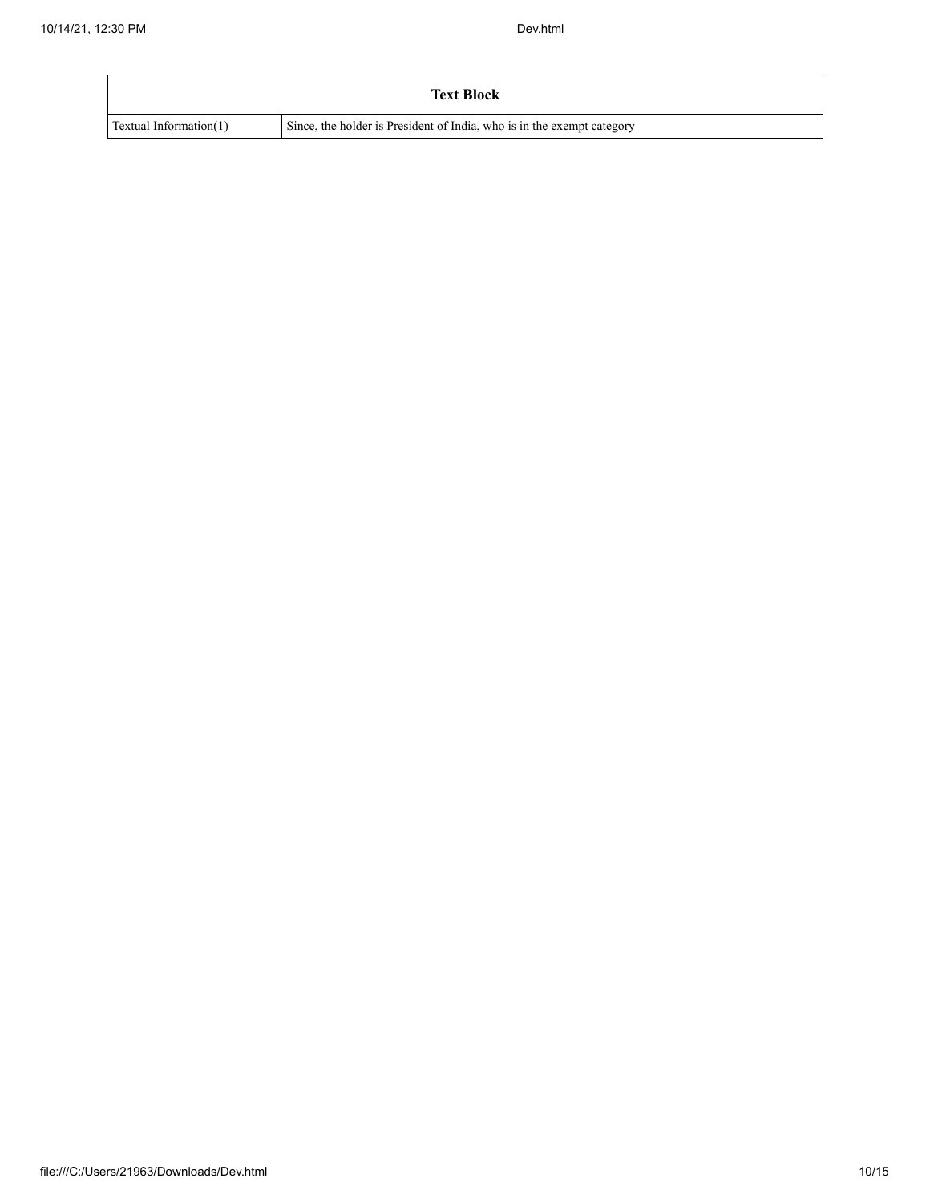| Text Block | |
| --- | --- |
| Textual Information(1) | Since, the holder is President of India, who is in the exempt category |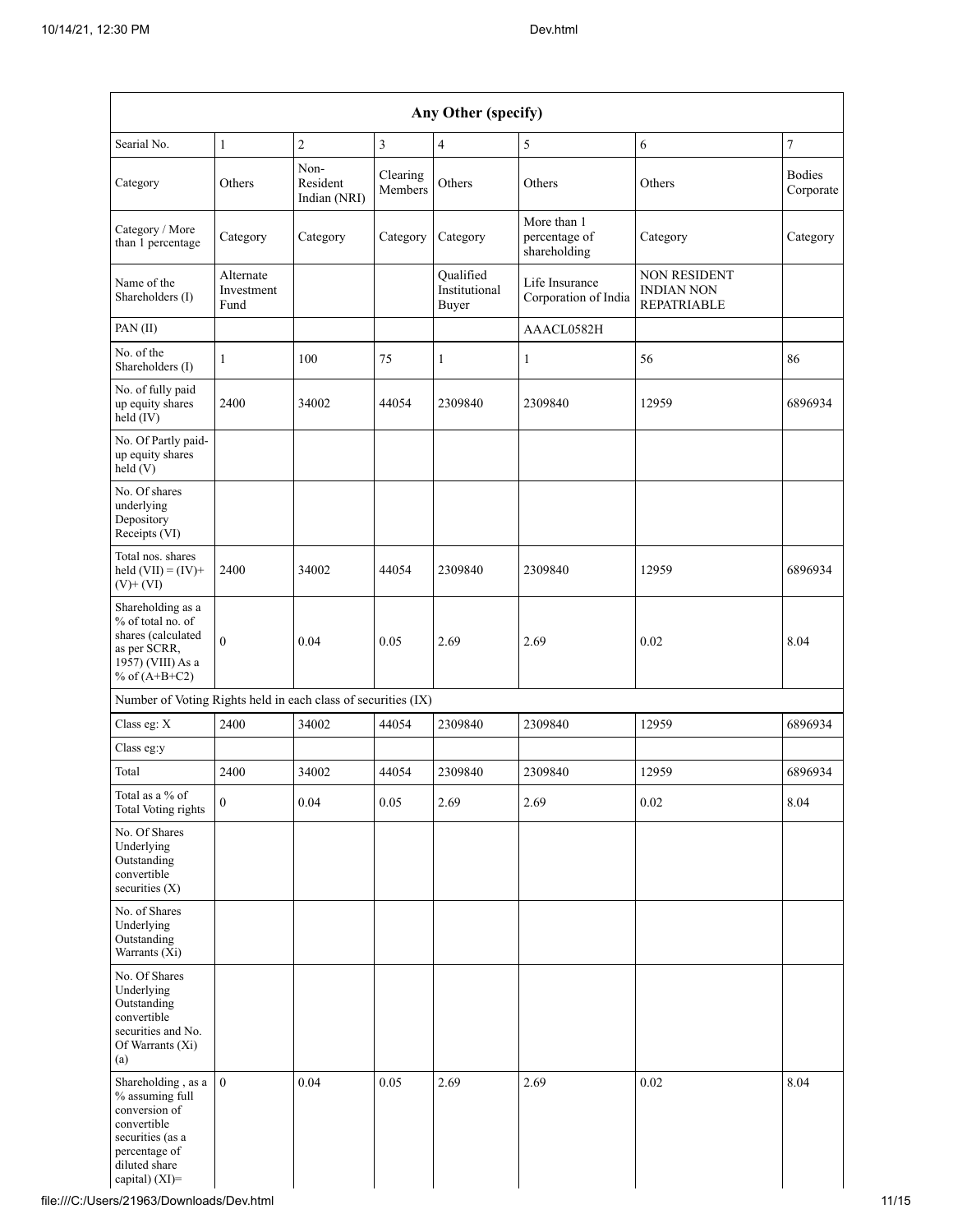| Any Other (specify) | | | | | | | |
|---|---|---|---|---|---|---|---|
| Searial No. | 1 | 2 | 3 | 4 | 5 | 6 | 7 |
| Category | Others | Non-Resident Indian (NRI) | Clearing Members | Others | Others | Others | Bodies Corporate |
| Category / More than 1 percentage | Category | Category | Category | Category | More than 1 percentage of shareholding | Category | Category |
| Name of the Shareholders (I) | Alternate Investment Fund | | | Qualified Institutional Buyer | Life Insurance Corporation of India | NON RESIDENT INDIAN NON REPATRIABLE | |
| PAN (II) | | | | | AAACL0582H | | |
| No. of the Shareholders (I) | 1 | 100 | 75 | 1 | 1 | 56 | 86 |
| No. of fully paid up equity shares held (IV) | 2400 | 34002 | 44054 | 2309840 | 2309840 | 12959 | 6896934 |
| No. Of Partly paid-up equity shares held (V) | | | | | | | |
| No. Of shares underlying Depository Receipts (VI) | | | | | | | |
| Total nos. shares held (VII) = (IV)+ (V)+ (VI) | 2400 | 34002 | 44054 | 2309840 | 2309840 | 12959 | 6896934 |
| Shareholding as a % of total no. of shares (calculated as per SCRR, 1957) (VIII) As a % of (A+B+C2) | 0 | 0.04 | 0.05 | 2.69 | 2.69 | 0.02 | 8.04 |
| Number of Voting Rights held in each class of securities (IX) | | | | | | | |
| Class eg: X | 2400 | 34002 | 44054 | 2309840 | 2309840 | 12959 | 6896934 |
| Class eg:y | | | | | | | |
| Total | 2400 | 34002 | 44054 | 2309840 | 2309840 | 12959 | 6896934 |
| Total as a % of Total Voting rights | 0 | 0.04 | 0.05 | 2.69 | 2.69 | 0.02 | 8.04 |
| No. Of Shares Underlying Outstanding convertible securities (X) | | | | | | | |
| No. of Shares Underlying Outstanding Warrants (Xi) | | | | | | | |
| No. Of Shares Underlying Outstanding convertible securities and No. Of Warrants (Xi) (a) | | | | | | | |
| Shareholding , as a % assuming full conversion of convertible securities (as a percentage of diluted share capital) (XI)= | 0 | 0.04 | 0.05 | 2.69 | 2.69 | 0.02 | 8.04 |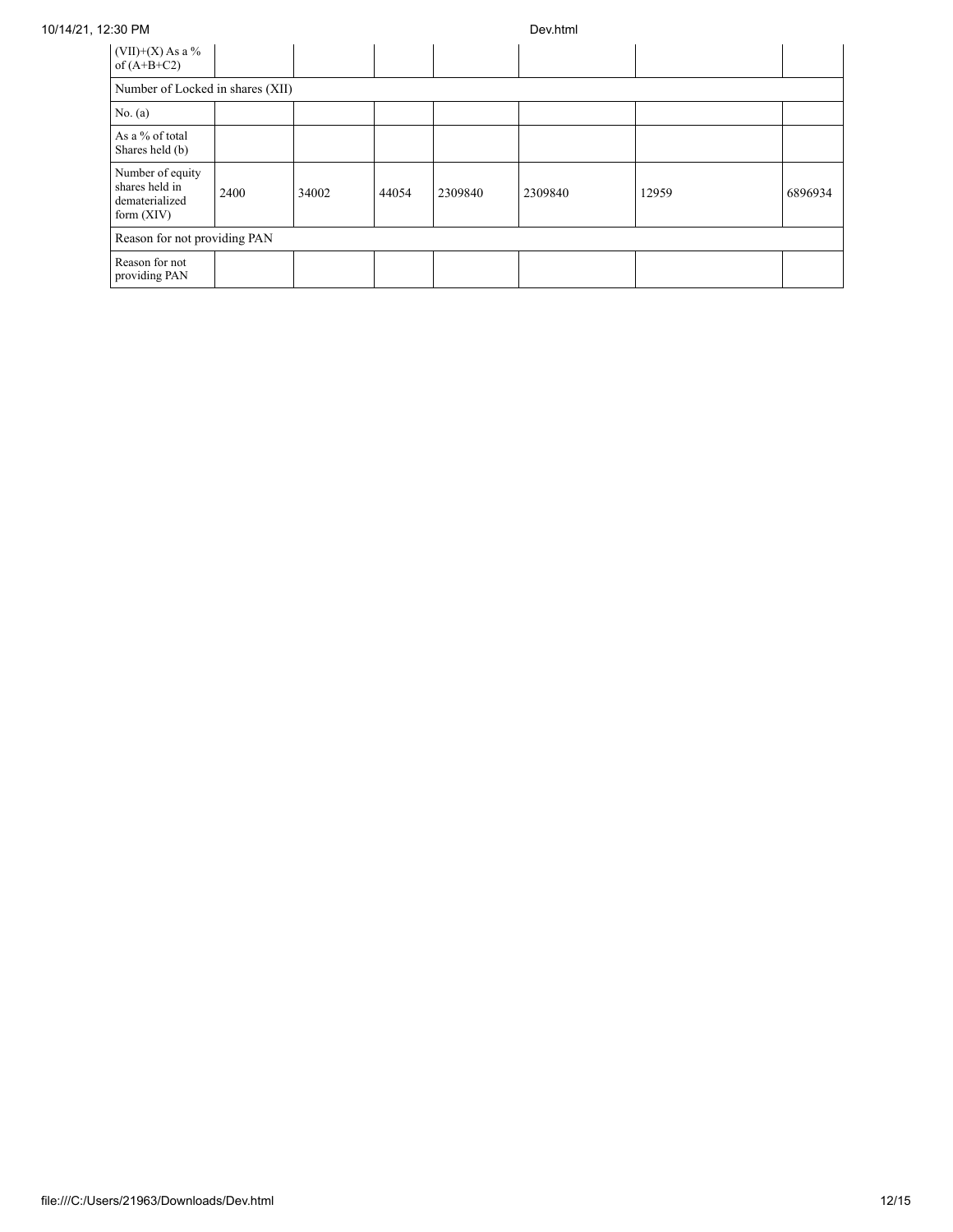| (VII)+(X) As a % of (A+B+C2) | | | | | | | |
|---|---|---|---|---|---|---|---|
| Number of Locked in shares (XII) | | | | | | | |
| No. (a) | | | | | | | |
| As a % of total Shares held (b) | | | | | | | |
| Number of equity shares held in dematerialized form (XIV) | 2400 | 34002 | 44054 | 2309840 | 2309840 | 12959 | 6896934 |
| Reason for not providing PAN | | | | | | | |
| Reason for not providing PAN | | | | | | | |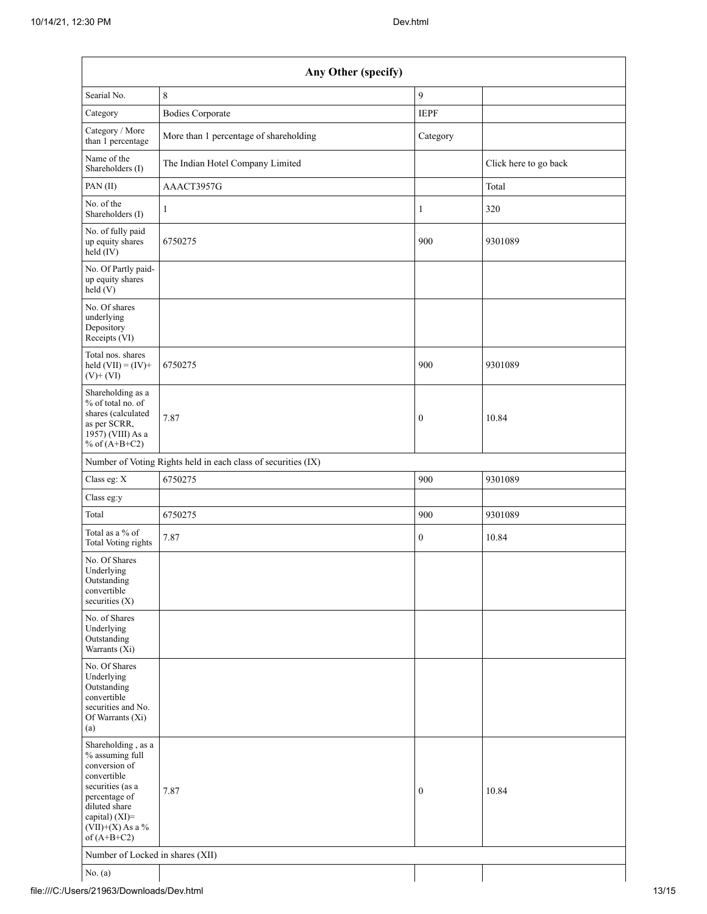| Any Other (specify) | | | |
|---|---|---|---|
| Searial No. | 8 | 9 | |
| Category | Bodies Corporate | IEPF | |
| Category / More than 1 percentage | More than 1 percentage of shareholding | Category | |
| Name of the Shareholders (I) | The Indian Hotel Company Limited | | Click here to go back |
| PAN (II) | AAACT3957G | | Total |
| No. of the Shareholders (I) | 1 | 1 | 320 |
| No. of fully paid up equity shares held (IV) | 6750275 | 900 | 9301089 |
| No. Of Partly paid-up equity shares held (V) | | | |
| No. Of shares underlying Depository Receipts (VI) | | | |
| Total nos. shares held (VII) = (IV)+ (V)+ (VI) | 6750275 | 900 | 9301089 |
| Shareholding as a % of total no. of shares (calculated as per SCRR, 1957) (VIII) As a % of (A+B+C2) | 7.87 | 0 | 10.84 |
| Number of Voting Rights held in each class of securities (IX) | | | |
| Class eg: X | 6750275 | 900 | 9301089 |
| Class eg:y | | | |
| Total | 6750275 | 900 | 9301089 |
| Total as a % of Total Voting rights | 7.87 | 0 | 10.84 |
| No. Of Shares Underlying Outstanding convertible securities (X) | | | |
| No. of Shares Underlying Outstanding Warrants (Xi) | | | |
| No. Of Shares Underlying Outstanding convertible securities and No. Of Warrants (Xi) (a) | | | |
| Shareholding , as a % assuming full conversion of convertible securities (as a percentage of diluted share capital) (XI)= (VII)+(X) As a % of (A+B+C2) | 7.87 | 0 | 10.84 |
| Number of Locked in shares (XII) | | | |
| No. (a) | | | |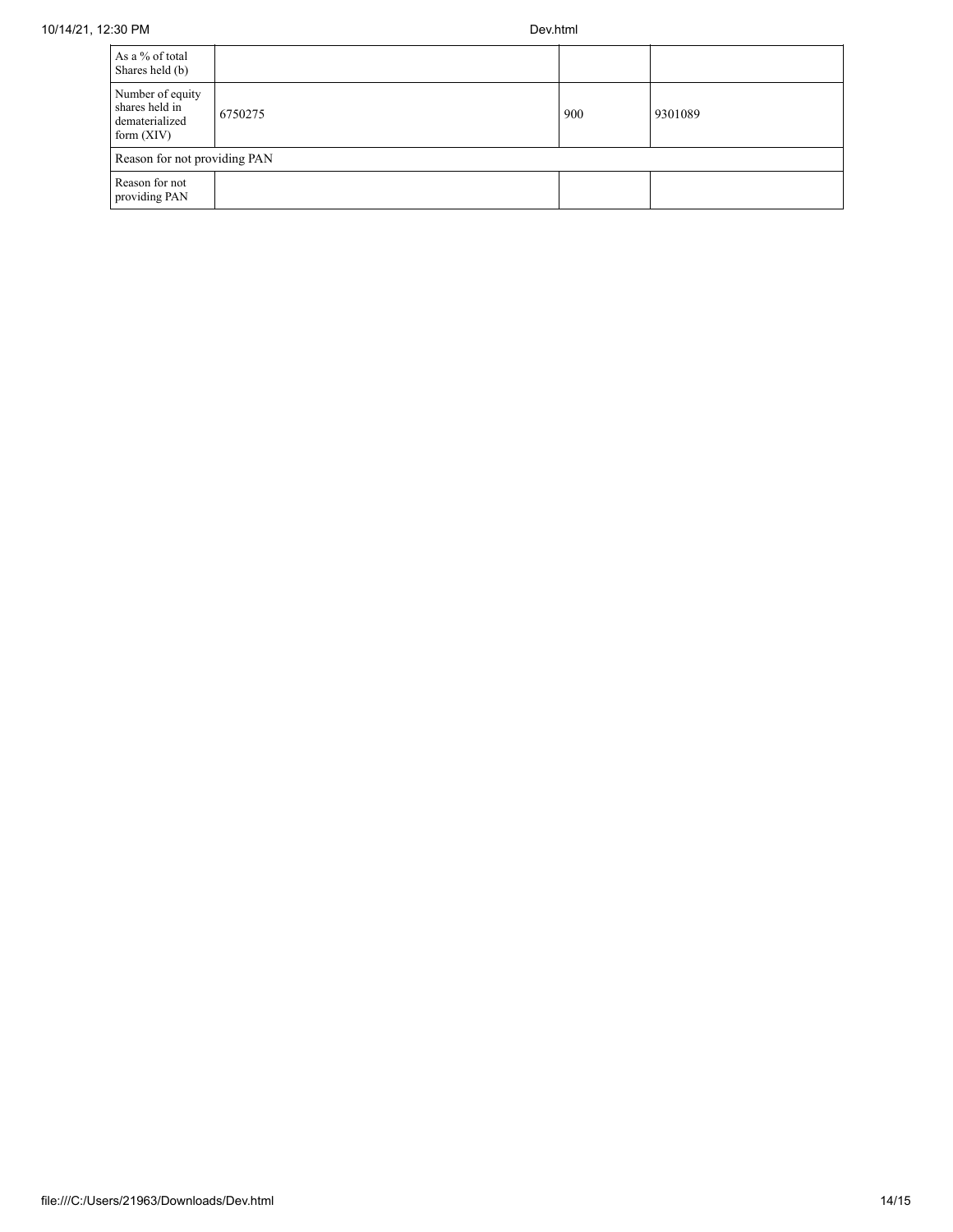| | | | |
|---|---|---|---|
| As a % of total Shares held (b) | | | |
| Number of equity shares held in dematerialized form (XIV) | 6750275 | 900 | 9301089 |
| Reason for not providing PAN | | | |
| Reason for not providing PAN | | | |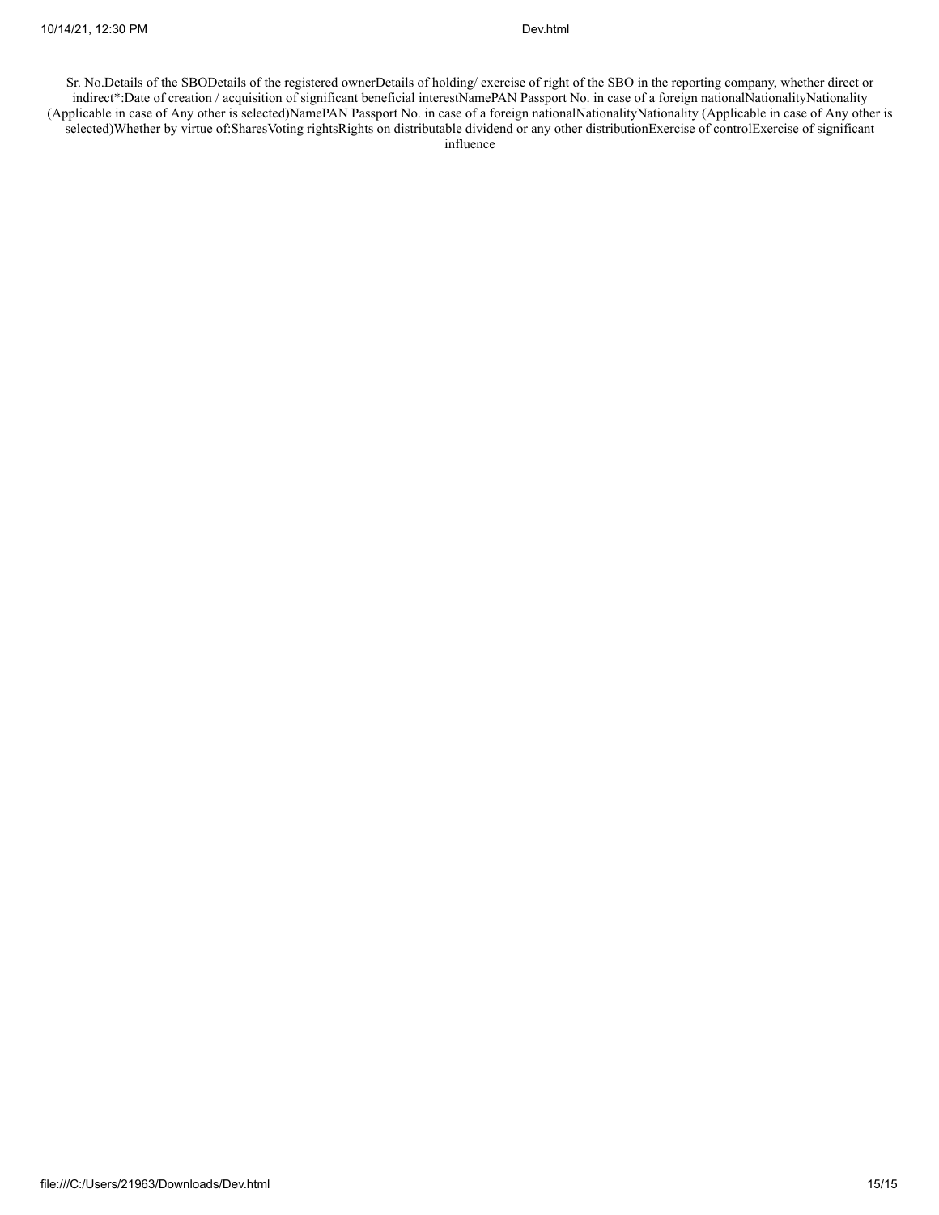Sr. No.Details of the SBODetails of the registered ownerDetails of holding/ exercise of right of the SBO in the reporting company, whether direct or indirect*:Date of creation / acquisition of significant beneficial interestNamePAN Passport No. in case of a foreign nationalNationalityNationality (Applicable in case of Any other is selected)NamePAN Passport No. in case of a foreign nationalNationalityNationality (Applicable in case of Any other is selected)Whether by virtue of:SharesVoting rightsRights on distributable dividend or any other distributionExercise of controlExercise of significant influence